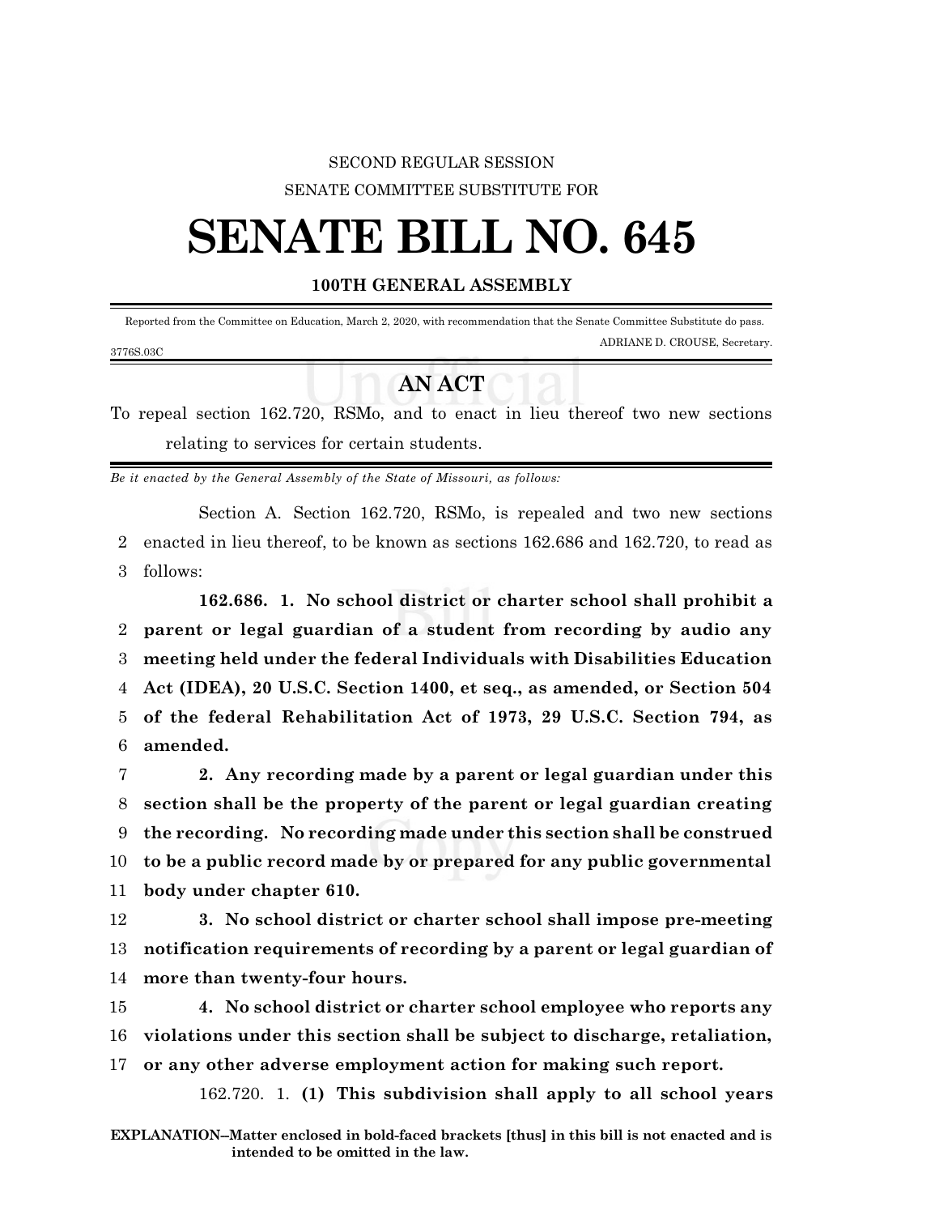SECOND REGULAR SESSION

SENATE COMMITTEE SUBSTITUTE FOR

# SENATE BILL NO. 645

## 100TH GENERAL ASSEMBLY

Reported from the Committee on Education, March 2, 2020, with recommendation that the Senate Committee Substitute do pass.

ADRIANE D. CROUSE, Secretary.

3776S.03C

## AN ACT

To repeal section 162.720, RSMo, and to enact in lieu thereof two new sections relating to services for certain students.

*Be it enacted by the General Assembly of the State of Missouri, as follows:*

Section A. Section 162.720, RSMo, is repealed and two new sections enacted in lieu thereof, to be known as sections 162.686 and 162.720, to read as follows:

**162.686. 1. No school district or charter school shall prohibit a parent or legal guardian of a student from recording by audio any meeting held under the federal Individuals with Disabilities Education Act (IDEA), 20 U.S.C. Section 1400, et seq., as amended, or Section 504 of the federal Rehabilitation Act of 1973, 29 U.S.C. Section 794, as amended.**

**2. Any recording made by a parent or legal guardian under this section shall be the property of the parent or legal guardian creating the recording. No recording made under this section shall be construed to be a public record made by or prepared for any public governmental body under chapter 610.**

**3. No school district or charter school shall impose pre-meeting notification requirements of recording by a parent or legal guardian of more than twenty-four hours.**

**4. No school district or charter school employee who reports any violations under this section shall be subject to discharge, retaliation, or any other adverse employment action for making such report.**

162.720. 1. **(1) This subdivision shall apply to all school years**

**EXPLANATION–Matter enclosed in bold-faced brackets [thus] in this bill is not enacted and is intended to be omitted in the law.**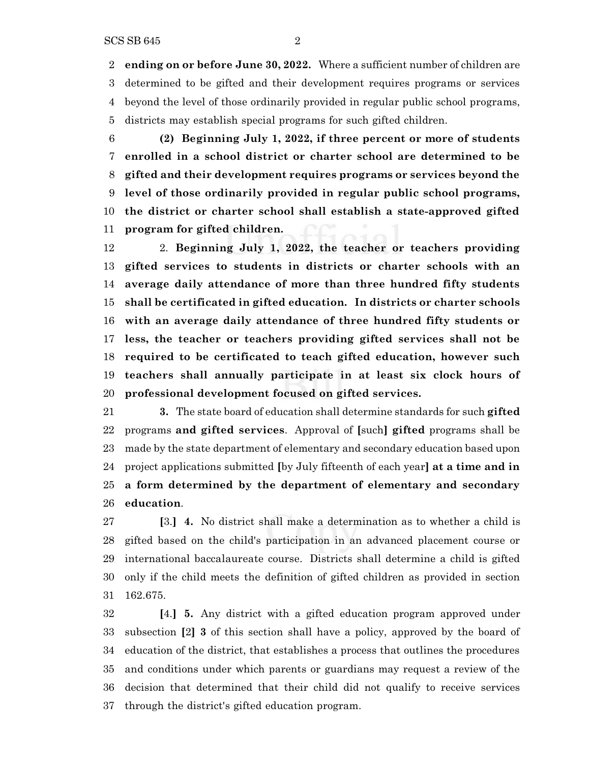**ending on or before June 30, 2022.** Where a sufficient number of children are determined to be gifted and their development requires programs or services beyond the level of those ordinarily provided in regular public school programs, districts may establish special programs for such gifted children.

**(2) Beginning July 1, 2022, if three percent or more of students enrolled in a school district or charter school are determined to be gifted and their development requires programs or services beyond the level of those ordinarily provided in regular public school programs, the district or charter school shall establish a state-approved gifted program for gifted children.**

2. **Beginning July 1, 2022, the teacher or teachers providing gifted services to students in districts or charter schools with an average daily attendance of more than three hundred fifty students shall be certificated in gifted education. In districts or charter schools with an average daily attendance of three hundred fifty students or less, the teacher or teachers providing gifted services shall not be required to be certificated to teach gifted education, however such teachers shall annually participate in at least six clock hours of professional development focused on gifted services.**

**3.** The state board of education shall determine standards for such **gifted** programs **and gifted services**. Approval of **[**such**] gifted** programs shall be made by the state department of elementary and secondary education based upon project applications submitted **[**by July fifteenth of each year**] at a time and in a form determined by the department of elementary and secondary education**.

**[**3.**] 4.** No district shall make a determination as to whether a child is gifted based on the child's participation in an advanced placement course or international baccalaureate course. Districts shall determine a child is gifted only if the child meets the definition of gifted children as provided in section 162.675.

**[**4.**] 5.** Any district with a gifted education program approved under subsection **[**2**] 3** of this section shall have a policy, approved by the board of education of the district, that establishes a process that outlines the procedures and conditions under which parents or guardians may request a review of the decision that determined that their child did not qualify to receive services through the district's gifted education program.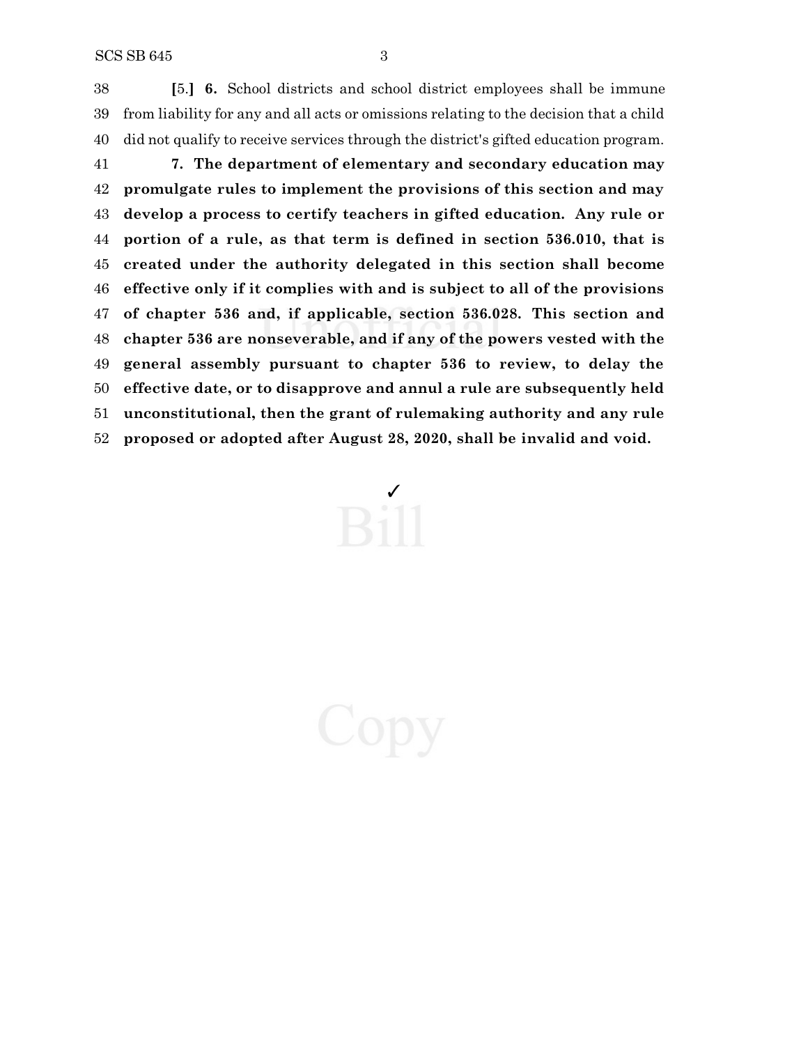38 **[**5.**]** **6.** School districts and school district employees shall be immune
39 from liability for any and all acts or omissions relating to the decision that a child
40 did not qualify to receive services through the district's gifted education program.

41 **7. The department of elementary and secondary education may**
42 **promulgate rules to implement the provisions of this section and may**
43 **develop a process to certify teachers in gifted education. Any rule or**
44 **portion of a rule, as that term is defined in section 536.010, that is**
45 **created under the authority delegated in this section shall become**
46 **effective only if it complies with and is subject to all of the provisions**
47 **of chapter 536 and, if applicable, section 536.028. This section and**
48 **chapter 536 are nonseverable, and if any of the powers vested with the**
49 **general assembly pursuant to chapter 536 to review, to delay the**
50 **effective date, or to disapprove and annul a rule are subsequently held**
51 **unconstitutional, then the grant of rulemaking authority and any rule**
52 **proposed or adopted after August 28, 2020, shall be invalid and void.**

✓